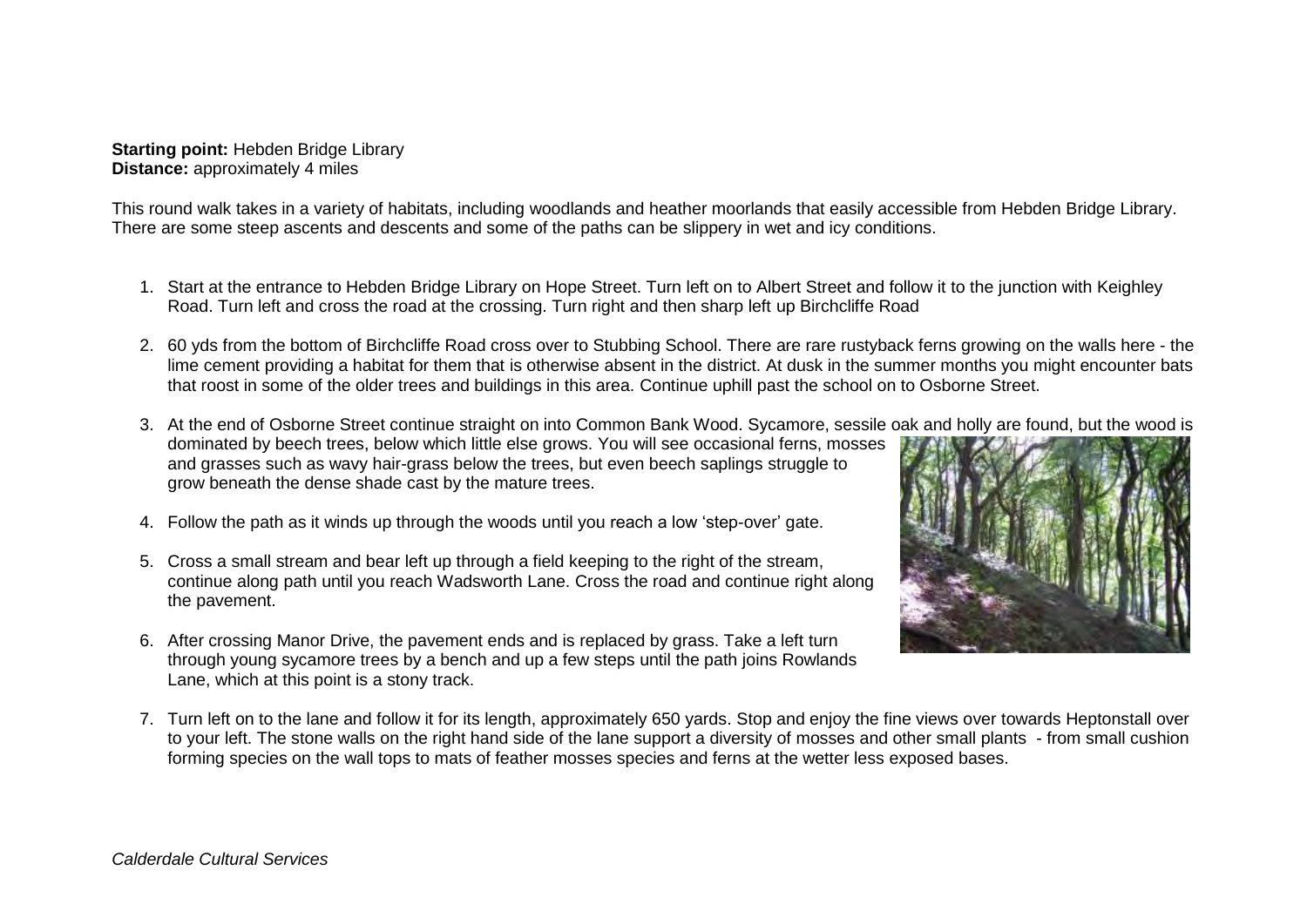**Starting point:** Hebden Bridge Library
**Distance:** approximately 4 miles

This round walk takes in a variety of habitats, including woodlands and heather moorlands that easily accessible from Hebden Bridge Library. There are some steep ascents and descents and some of the paths can be slippery in wet and icy conditions.

1. Start at the entrance to Hebden Bridge Library on Hope Street. Turn left on to Albert Street and follow it to the junction with Keighley Road. Turn left and cross the road at the crossing. Turn right and then sharp left up Birchcliffe Road

2. 60 yds from the bottom of Birchcliffe Road cross over to Stubbing School. There are rare rustyback ferns growing on the walls here - the lime cement providing a habitat for them that is otherwise absent in the district. At dusk in the summer months you might encounter bats that roost in some of the older trees and buildings in this area. Continue uphill past the school on to Osborne Street.

3. At the end of Osborne Street continue straight on into Common Bank Wood. Sycamore, sessile oak and holly are found, but the wood is dominated by beech trees, below which little else grows. You will see occasional ferns, mosses and grasses such as wavy hair-grass below the trees, but even beech saplings struggle to grow beneath the dense shade cast by the mature trees.

4. Follow the path as it winds up through the woods until you reach a low 'step-over' gate.

5. Cross a small stream and bear left up through a field keeping to the right of the stream, continue along path until you reach Wadsworth Lane. Cross the road and continue right along the pavement.

6. After crossing Manor Drive, the pavement ends and is replaced by grass. Take a left turn through young sycamore trees by a bench and up a few steps until the path joins Rowlands Lane, which at this point is a stony track.

7. Turn left on to the lane and follow it for its length, approximately 650 yards. Stop and enjoy the fine views over towards Heptonstall over to your left. The stone walls on the right hand side of the lane support a diversity of mosses and other small plants - from small cushion forming species on the wall tops to mats of feather mosses species and ferns at the wetter less exposed bases.

*Calderdale Cultural Services*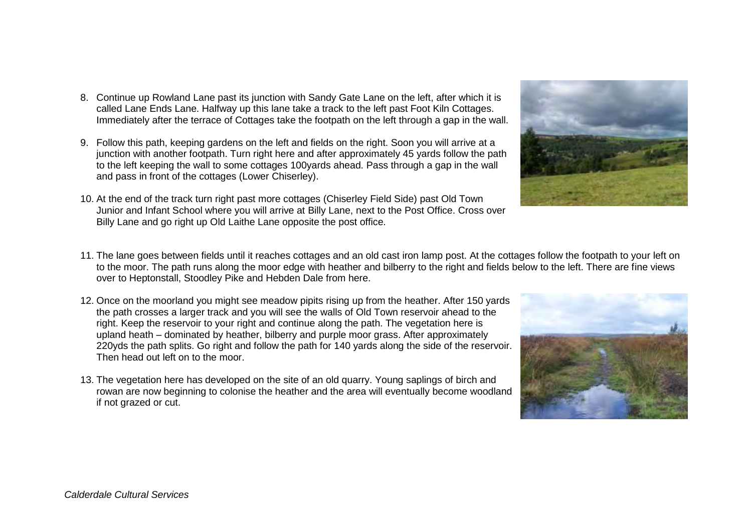8. Continue up Rowland Lane past its junction with Sandy Gate Lane on the left, after which it is called Lane Ends Lane. Halfway up this lane take a track to the left past Foot Kiln Cottages. Immediately after the terrace of Cottages take the footpath on the left through a gap in the wall.

9. Follow this path, keeping gardens on the left and fields on the right. Soon you will arrive at a junction with another footpath. Turn right here and after approximately 45 yards follow the path to the left keeping the wall to some cottages 100yards ahead. Pass through a gap in the wall and pass in front of the cottages (Lower Chiserley).

10. At the end of the track turn right past more cottages (Chiserley Field Side) past Old Town Junior and Infant School where you will arrive at Billy Lane, next to the Post Office. Cross over Billy Lane and go right up Old Laithe Lane opposite the post office.

11. The lane goes between fields until it reaches cottages and an old cast iron lamp post. At the cottages follow the footpath to your left on to the moor. The path runs along the moor edge with heather and bilberry to the right and fields below to the left. There are fine views over to Heptonstall, Stoodley Pike and Hebden Dale from here.

12. Once on the moorland you might see meadow pipits rising up from the heather. After 150 yards the path crosses a larger track and you will see the walls of Old Town reservoir ahead to the right. Keep the reservoir to your right and continue along the path. The vegetation here is upland heath – dominated by heather, bilberry and purple moor grass. After approximately 220yds the path splits. Go right and follow the path for 140 yards along the side of the reservoir. Then head out left on to the moor.

13. The vegetation here has developed on the site of an old quarry. Young saplings of birch and rowan are now beginning to colonise the heather and the area will eventually become woodland if not grazed or cut.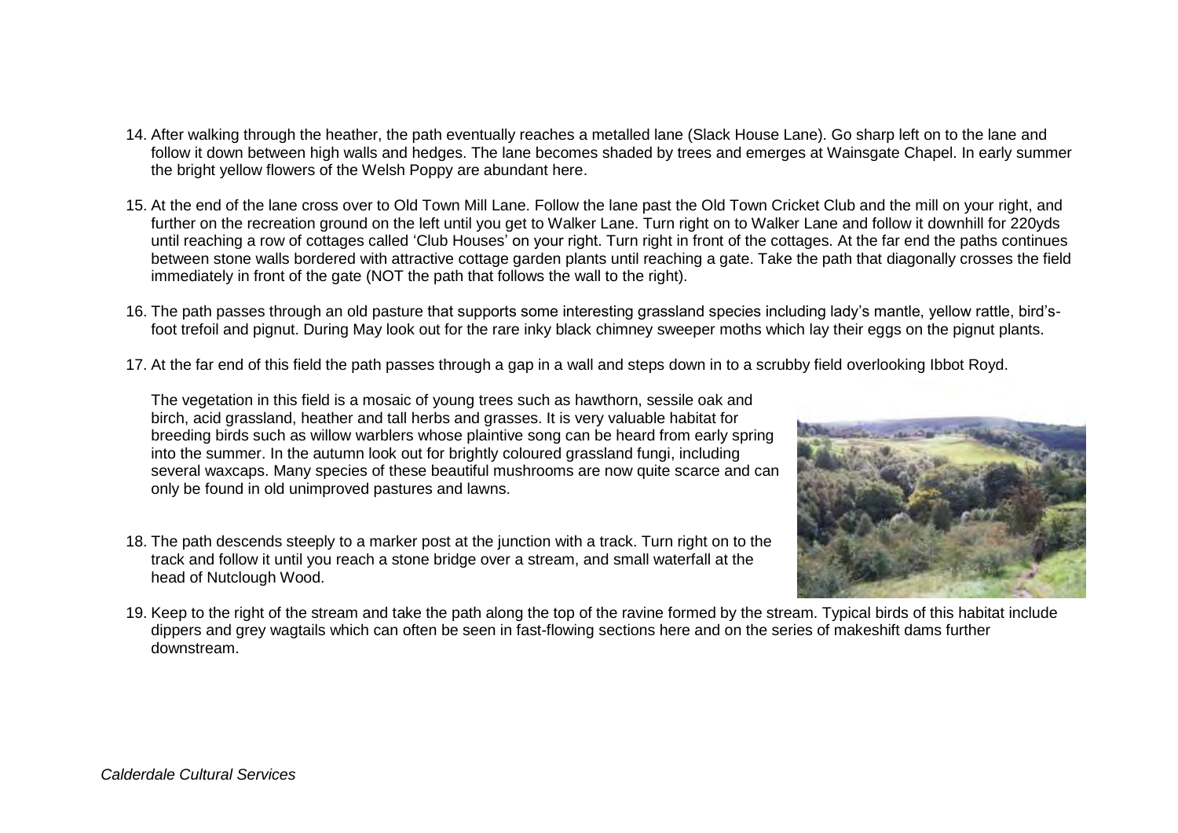14. After walking through the heather, the path eventually reaches a metalled lane (Slack House Lane). Go sharp left on to the lane and follow it down between high walls and hedges. The lane becomes shaded by trees and emerges at Wainsgate Chapel. In early summer the bright yellow flowers of the Welsh Poppy are abundant here.

15. At the end of the lane cross over to Old Town Mill Lane. Follow the lane past the Old Town Cricket Club and the mill on your right, and further on the recreation ground on the left until you get to Walker Lane. Turn right on to Walker Lane and follow it downhill for 220yds until reaching a row of cottages called 'Club Houses' on your right. Turn right in front of the cottages. At the far end the paths continues between stone walls bordered with attractive cottage garden plants until reaching a gate. Take the path that diagonally crosses the field immediately in front of the gate (NOT the path that follows the wall to the right).

16. The path passes through an old pasture that supports some interesting grassland species including lady's mantle, yellow rattle, bird's-foot trefoil and pignut. During May look out for the rare inky black chimney sweeper moths which lay their eggs on the pignut plants.

17. At the far end of this field the path passes through a gap in a wall and steps down in to a scrubby field overlooking Ibbot Royd.

    The vegetation in this field is a mosaic of young trees such as hawthorn, sessile oak and birch, acid grassland, heather and tall herbs and grasses. It is very valuable habitat for breeding birds such as willow warblers whose plaintive song can be heard from early spring into the summer. In the autumn look out for brightly coloured grassland fungi, including several waxcaps. Many species of these beautiful mushrooms are now quite scarce and can only be found in old unimproved pastures and lawns.

18. The path descends steeply to a marker post at the junction with a track. Turn right on to the track and follow it until you reach a stone bridge over a stream, and small waterfall at the head of Nutclough Wood.

19. Keep to the right of the stream and take the path along the top of the ravine formed by the stream. Typical birds of this habitat include dippers and grey wagtails which can often be seen in fast-flowing sections here and on the series of makeshift dams further downstream.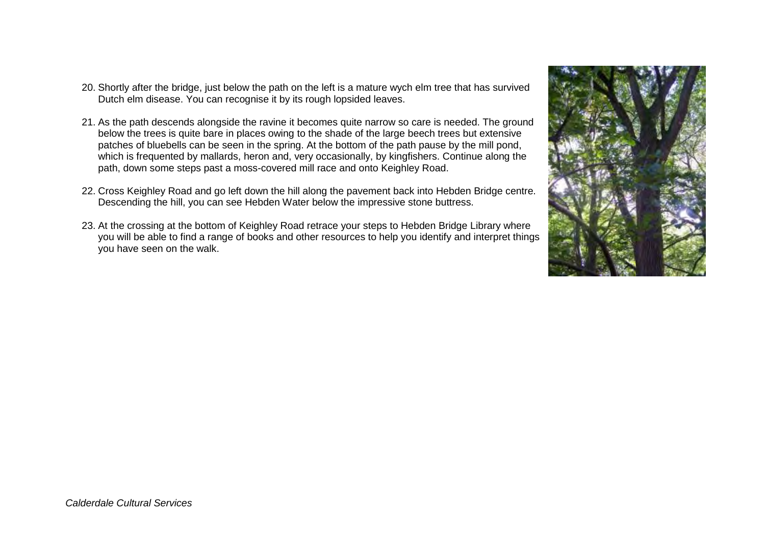20. Shortly after the bridge, just below the path on the left is a mature wych elm tree that has survived Dutch elm disease. You can recognise it by its rough lopsided leaves.

21. As the path descends alongside the ravine it becomes quite narrow so care is needed. The ground below the trees is quite bare in places owing to the shade of the large beech trees but extensive patches of bluebells can be seen in the spring. At the bottom of the path pause by the mill pond, which is frequented by mallards, heron and, very occasionally, by kingfishers. Continue along the path, down some steps past a moss-covered mill race and onto Keighley Road.

22. Cross Keighley Road and go left down the hill along the pavement back into Hebden Bridge centre. Descending the hill, you can see Hebden Water below the impressive stone buttress.

23. At the crossing at the bottom of Keighley Road retrace your steps to Hebden Bridge Library where you will be able to find a range of books and other resources to help you identify and interpret things you have seen on the walk.